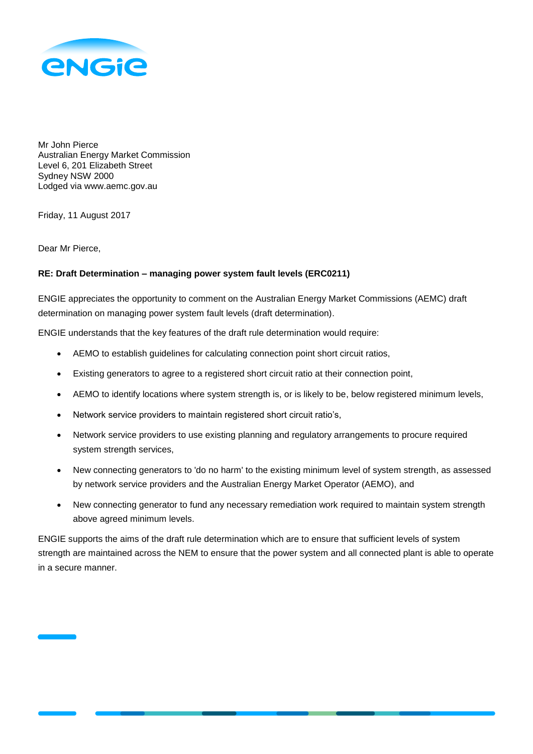Mr John Pierce
Australian Energy Market Commission
Level 6, 201 Elizabeth Street
Sydney NSW 2000
Lodged via www.aemc.gov.au

Friday, 11 August 2017

Dear Mr Pierce,

**RE: Draft Determination – managing power system fault levels (ERC0211)**

ENGIE appreciates the opportunity to comment on the Australian Energy Market Commissions (AEMC) draft determination on managing power system fault levels (draft determination).

ENGIE understands that the key features of the draft rule determination would require:

- AEMO to establish guidelines for calculating connection point short circuit ratios,
- Existing generators to agree to a registered short circuit ratio at their connection point,
- AEMO to identify locations where system strength is, or is likely to be, below registered minimum levels,
- Network service providers to maintain registered short circuit ratio's,
- Network service providers to use existing planning and regulatory arrangements to procure required system strength services,
- New connecting generators to 'do no harm' to the existing minimum level of system strength, as assessed by network service providers and the Australian Energy Market Operator (AEMO), and
- New connecting generator to fund any necessary remediation work required to maintain system strength above agreed minimum levels.

ENGIE supports the aims of the draft rule determination which are to ensure that sufficient levels of system strength are maintained across the NEM to ensure that the power system and all connected plant is able to operate in a secure manner.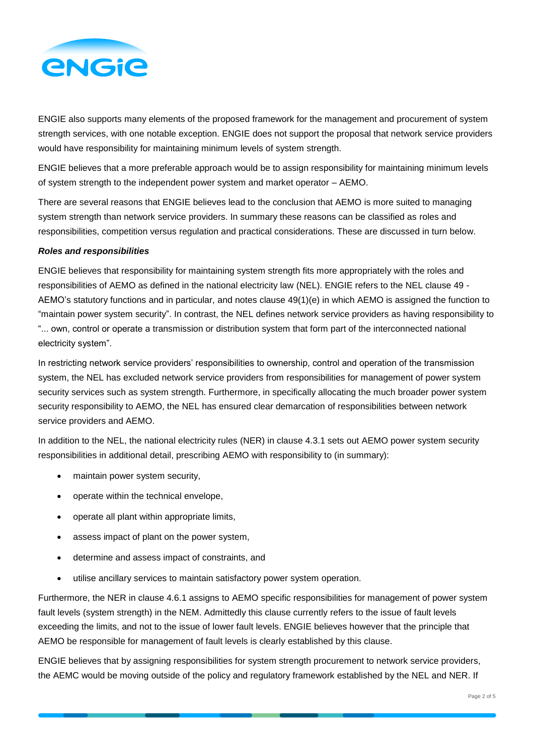ENGIE also supports many elements of the proposed framework for the management and procurement of system strength services, with one notable exception. ENGIE does not support the proposal that network service providers would have responsibility for maintaining minimum levels of system strength.

ENGIE believes that a more preferable approach would be to assign responsibility for maintaining minimum levels of system strength to the independent power system and market operator – AEMO.

There are several reasons that ENGIE believes lead to the conclusion that AEMO is more suited to managing system strength than network service providers. In summary these reasons can be classified as roles and responsibilities, competition versus regulation and practical considerations. These are discussed in turn below.

***Roles and responsibilities***

ENGIE believes that responsibility for maintaining system strength fits more appropriately with the roles and responsibilities of AEMO as defined in the national electricity law (NEL). ENGIE refers to the NEL clause 49 - AEMO's statutory functions and in particular, and notes clause 49(1)(e) in which AEMO is assigned the function to "maintain power system security". In contrast, the NEL defines network service providers as having responsibility to "... own, control or operate a transmission or distribution system that form part of the interconnected national electricity system".

In restricting network service providers' responsibilities to ownership, control and operation of the transmission system, the NEL has excluded network service providers from responsibilities for management of power system security services such as system strength. Furthermore, in specifically allocating the much broader power system security responsibility to AEMO, the NEL has ensured clear demarcation of responsibilities between network service providers and AEMO.

In addition to the NEL, the national electricity rules (NER) in clause 4.3.1 sets out AEMO power system security responsibilities in additional detail, prescribing AEMO with responsibility to (in summary):

- maintain power system security,
- operate within the technical envelope,
- operate all plant within appropriate limits,
- assess impact of plant on the power system,
- determine and assess impact of constraints, and
- utilise ancillary services to maintain satisfactory power system operation.

Furthermore, the NER in clause 4.6.1 assigns to AEMO specific responsibilities for management of power system fault levels (system strength) in the NEM. Admittedly this clause currently refers to the issue of fault levels exceeding the limits, and not to the issue of lower fault levels. ENGIE believes however that the principle that AEMO be responsible for management of fault levels is clearly established by this clause.

ENGIE believes that by assigning responsibilities for system strength procurement to network service providers, the AEMC would be moving outside of the policy and regulatory framework established by the NEL and NER. If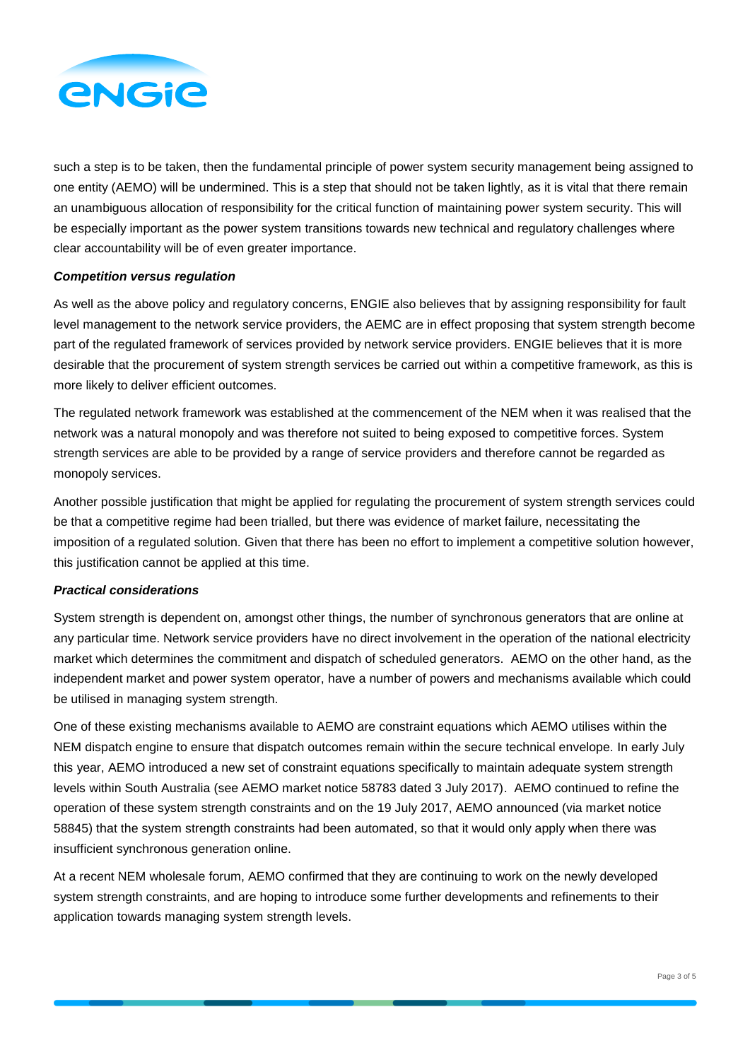such a step is to be taken, then the fundamental principle of power system security management being assigned to one entity (AEMO) will be undermined. This is a step that should not be taken lightly, as it is vital that there remain an unambiguous allocation of responsibility for the critical function of maintaining power system security. This will be especially important as the power system transitions towards new technical and regulatory challenges where clear accountability will be of even greater importance.

***Competition versus regulation***

As well as the above policy and regulatory concerns, ENGIE also believes that by assigning responsibility for fault level management to the network service providers, the AEMC are in effect proposing that system strength become part of the regulated framework of services provided by network service providers. ENGIE believes that it is more desirable that the procurement of system strength services be carried out within a competitive framework, as this is more likely to deliver efficient outcomes.

The regulated network framework was established at the commencement of the NEM when it was realised that the network was a natural monopoly and was therefore not suited to being exposed to competitive forces. System strength services are able to be provided by a range of service providers and therefore cannot be regarded as monopoly services.

Another possible justification that might be applied for regulating the procurement of system strength services could be that a competitive regime had been trialled, but there was evidence of market failure, necessitating the imposition of a regulated solution. Given that there has been no effort to implement a competitive solution however, this justification cannot be applied at this time.

***Practical considerations***

System strength is dependent on, amongst other things, the number of synchronous generators that are online at any particular time. Network service providers have no direct involvement in the operation of the national electricity market which determines the commitment and dispatch of scheduled generators. AEMO on the other hand, as the independent market and power system operator, have a number of powers and mechanisms available which could be utilised in managing system strength.

One of these existing mechanisms available to AEMO are constraint equations which AEMO utilises within the NEM dispatch engine to ensure that dispatch outcomes remain within the secure technical envelope. In early July this year, AEMO introduced a new set of constraint equations specifically to maintain adequate system strength levels within South Australia (see AEMO market notice 58783 dated 3 July 2017). AEMO continued to refine the operation of these system strength constraints and on the 19 July 2017, AEMO announced (via market notice 58845) that the system strength constraints had been automated, so that it would only apply when there was insufficient synchronous generation online.

At a recent NEM wholesale forum, AEMO confirmed that they are continuing to work on the newly developed system strength constraints, and are hoping to introduce some further developments and refinements to their application towards managing system strength levels.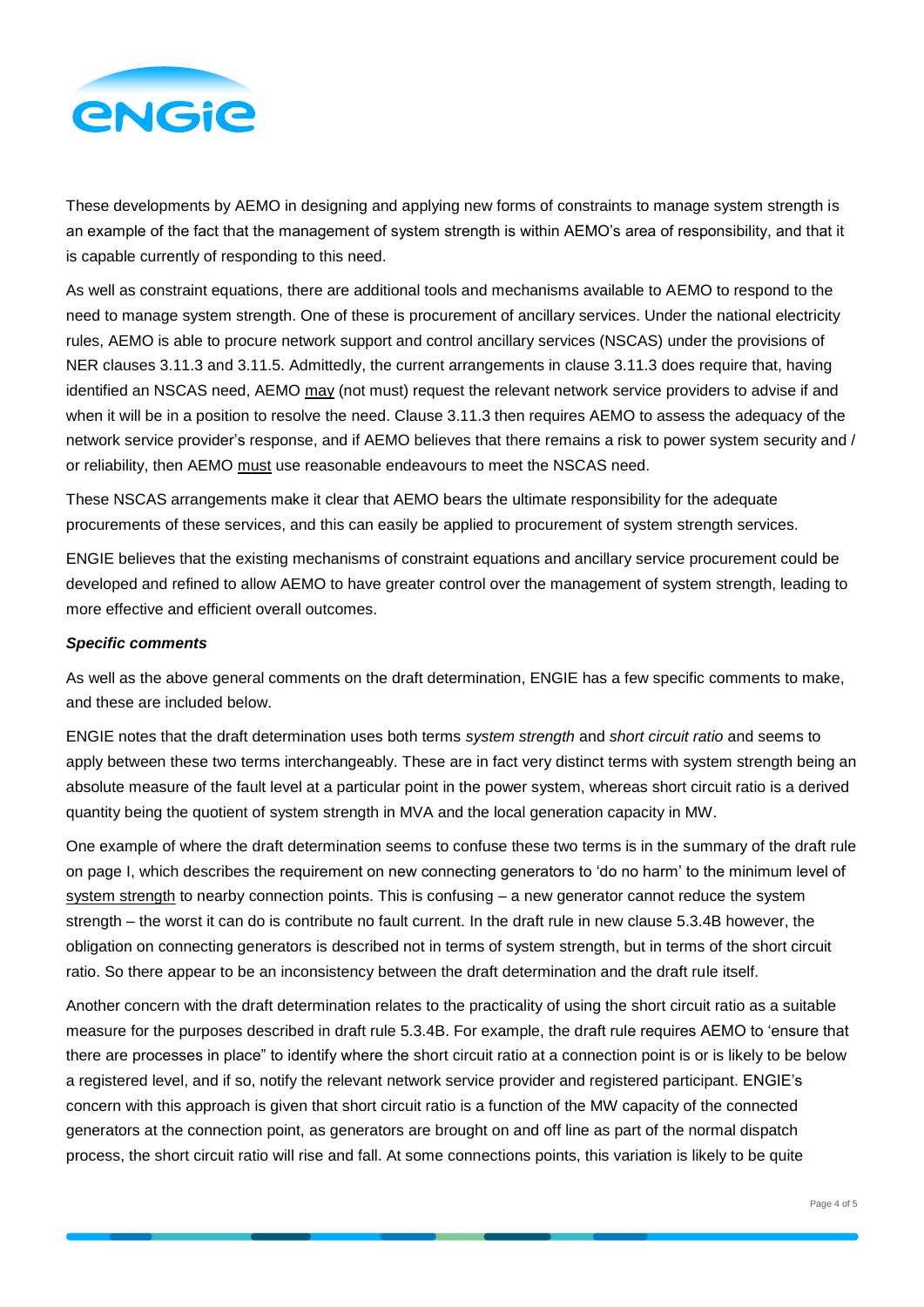These developments by AEMO in designing and applying new forms of constraints to manage system strength is an example of the fact that the management of system strength is within AEMO's area of responsibility, and that it is capable currently of responding to this need.

As well as constraint equations, there are additional tools and mechanisms available to AEMO to respond to the need to manage system strength. One of these is procurement of ancillary services. Under the national electricity rules, AEMO is able to procure network support and control ancillary services (NSCAS) under the provisions of NER clauses 3.11.3 and 3.11.5. Admittedly, the current arrangements in clause 3.11.3 does require that, having identified an NSCAS need, AEMO <u>may</u> (not must) request the relevant network service providers to advise if and when it will be in a position to resolve the need. Clause 3.11.3 then requires AEMO to assess the adequacy of the network service provider's response, and if AEMO believes that there remains a risk to power system security and / or reliability, then AEMO <u>must</u> use reasonable endeavours to meet the NSCAS need.

These NSCAS arrangements make it clear that AEMO bears the ultimate responsibility for the adequate procurements of these services, and this can easily be applied to procurement of system strength services.

ENGIE believes that the existing mechanisms of constraint equations and ancillary service procurement could be developed and refined to allow AEMO to have greater control over the management of system strength, leading to more effective and efficient overall outcomes.

***Specific comments***

As well as the above general comments on the draft determination, ENGIE has a few specific comments to make, and these are included below.

ENGIE notes that the draft determination uses both terms *system strength* and *short circuit ratio* and seems to apply between these two terms interchangeably. These are in fact very distinct terms with system strength being an absolute measure of the fault level at a particular point in the power system, whereas short circuit ratio is a derived quantity being the quotient of system strength in MVA and the local generation capacity in MW.

One example of where the draft determination seems to confuse these two terms is in the summary of the draft rule on page I, which describes the requirement on new connecting generators to 'do no harm' to the minimum level of <u>system strength</u> to nearby connection points. This is confusing – a new generator cannot reduce the system strength – the worst it can do is contribute no fault current. In the draft rule in new clause 5.3.4B however, the obligation on connecting generators is described not in terms of system strength, but in terms of the short circuit ratio. So there appear to be an inconsistency between the draft determination and the draft rule itself.

Another concern with the draft determination relates to the practicality of using the short circuit ratio as a suitable measure for the purposes described in draft rule 5.3.4B. For example, the draft rule requires AEMO to 'ensure that there are processes in place" to identify where the short circuit ratio at a connection point is or is likely to be below a registered level, and if so, notify the relevant network service provider and registered participant. ENGIE's concern with this approach is given that short circuit ratio is a function of the MW capacity of the connected generators at the connection point, as generators are brought on and off line as part of the normal dispatch process, the short circuit ratio will rise and fall. At some connections points, this variation is likely to be quite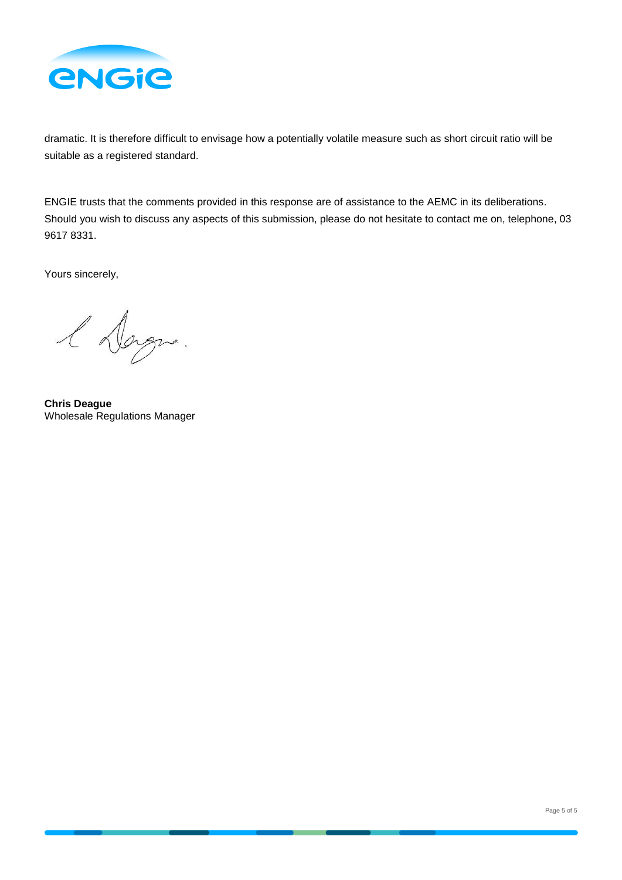dramatic. It is therefore difficult to envisage how a potentially volatile measure such as short circuit ratio will be suitable as a registered standard.

ENGIE trusts that the comments provided in this response are of assistance to the AEMC in its deliberations. Should you wish to discuss any aspects of this submission, please do not hesitate to contact me on, telephone, 03 9617 8331.

Yours sincerely,

**Chris Deague**
Wholesale Regulations Manager